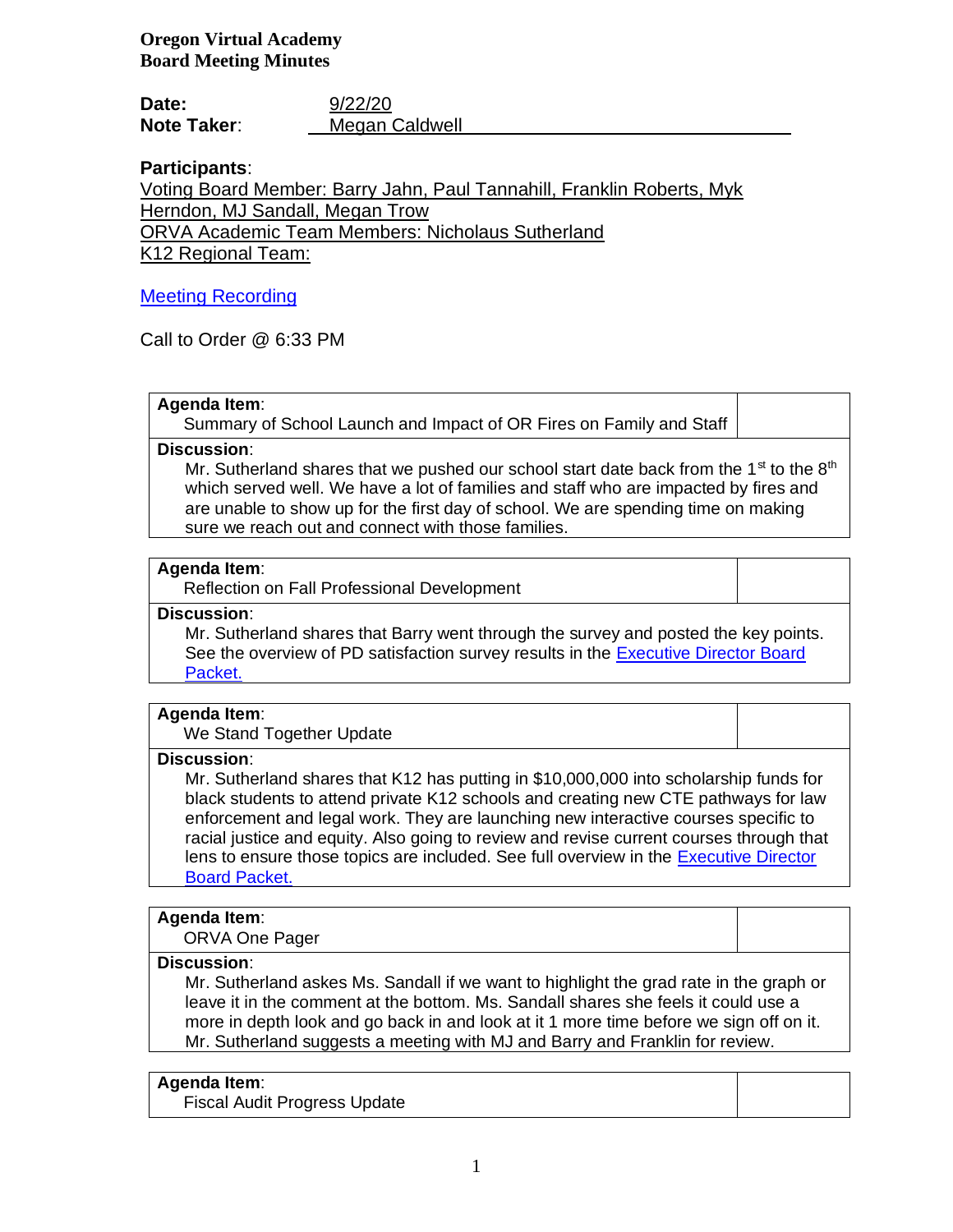**Oregon Virtual Academy**
**Board Meeting Minutes**

**Date:** 9/22/20
**Note Taker**: Megan Caldwell

**Participants**:
Voting Board Member: Barry Jahn, Paul Tannahill, Franklin Roberts, Myk Herndon, MJ Sandall, Megan Trow
ORVA Academic Team Members: Nicholaus Sutherland
K12 Regional Team:

[Meeting Recording]

Call to Order @ 6:33 PM

| **Agenda Item**: Summary of School Launch and Impact of OR Fires on Family and Staff | |
|---|---|
| **Discussion**: Mr. Sutherland shares that we pushed our school start date back from the 1st to the 8th which served well. We have a lot of families and staff who are impacted by fires and are unable to show up for the first day of school. We are spending time on making sure we reach out and connect with those families. | |

| **Agenda Item**: Reflection on Fall Professional Development | |
|---|---|
| **Discussion**: Mr. Sutherland shares that Barry went through the survey and posted the key points. See the overview of PD satisfaction survey results in the [Executive Director Board Packet.] | |

| **Agenda Item**: We Stand Together Update | |
|---|---|
| **Discussion**: Mr. Sutherland shares that K12 has putting in $10,000,000 into scholarship funds for black students to attend private K12 schools and creating new CTE pathways for law enforcement and legal work. They are launching new interactive courses specific to racial justice and equity. Also going to review and revise current courses through that lens to ensure those topics are included. See full overview in the [Executive Director Board Packet.] | |

| **Agenda Item**: ORVA One Pager | |
|---|---|
| **Discussion**: Mr. Sutherland askes Ms. Sandall if we want to highlight the grad rate in the graph or leave it in the comment at the bottom. Ms. Sandall shares she feels it could use a more in depth look and go back in and look at it 1 more time before we sign off on it. Mr. Sutherland suggests a meeting with MJ and Barry and Franklin for review. | |

| **Agenda Item**: Fiscal Audit Progress Update | |
|---|---|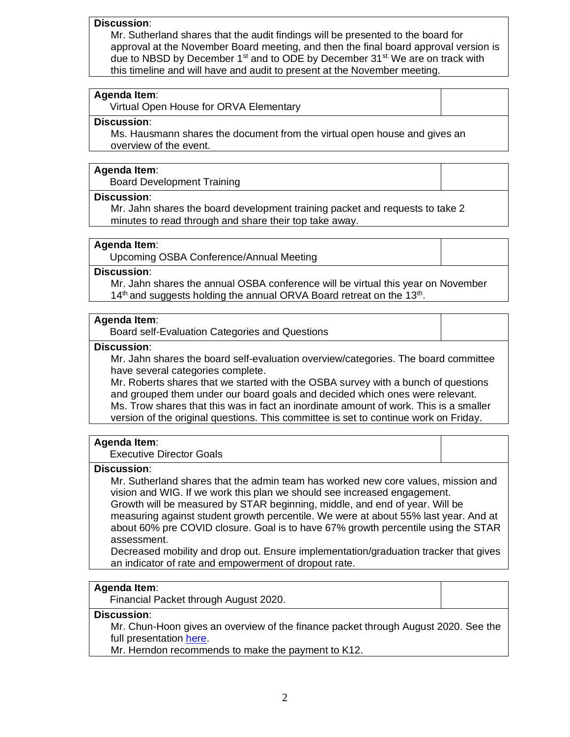**Discussion**:

Mr. Sutherland shares that the audit findings will be presented to the board for approval at the November Board meeting, and then the final board approval version is due to NBSD by December 1st and to ODE by December 31st. We are on track with this timeline and will have and audit to present at the November meeting.

**Agenda Item**:

Virtual Open House for ORVA Elementary

**Discussion**:

Ms. Hausmann shares the document from the virtual open house and gives an overview of the event.

**Agenda Item**:

Board Development Training

**Discussion**:

Mr. Jahn shares the board development training packet and requests to take 2 minutes to read through and share their top take away.

**Agenda Item**:

Upcoming OSBA Conference/Annual Meeting

**Discussion**:

Mr. Jahn shares the annual OSBA conference will be virtual this year on November 14th and suggests holding the annual ORVA Board retreat on the 13th.

**Agenda Item**:

Board self-Evaluation Categories and Questions

**Discussion**:

Mr. Jahn shares the board self-evaluation overview/categories. The board committee have several categories complete.

Mr. Roberts shares that we started with the OSBA survey with a bunch of questions and grouped them under our board goals and decided which ones were relevant.

Ms. Trow shares that this was in fact an inordinate amount of work. This is a smaller version of the original questions. This committee is set to continue work on Friday.

**Agenda Item**:

Executive Director Goals

**Discussion**:

Mr. Sutherland shares that the admin team has worked new core values, mission and vision and WIG. If we work this plan we should see increased engagement.

Growth will be measured by STAR beginning, middle, and end of year. Will be measuring against student growth percentile. We were at about 55% last year. And at about 60% pre COVID closure. Goal is to have 67% growth percentile using the STAR assessment.

Decreased mobility and drop out. Ensure implementation/graduation tracker that gives an indicator of rate and empowerment of dropout rate.

**Agenda Item**:

Financial Packet through August 2020.

**Discussion**:

Mr. Chun-Hoon gives an overview of the finance packet through August 2020. See the full presentation here.

Mr. Herndon recommends to make the payment to K12.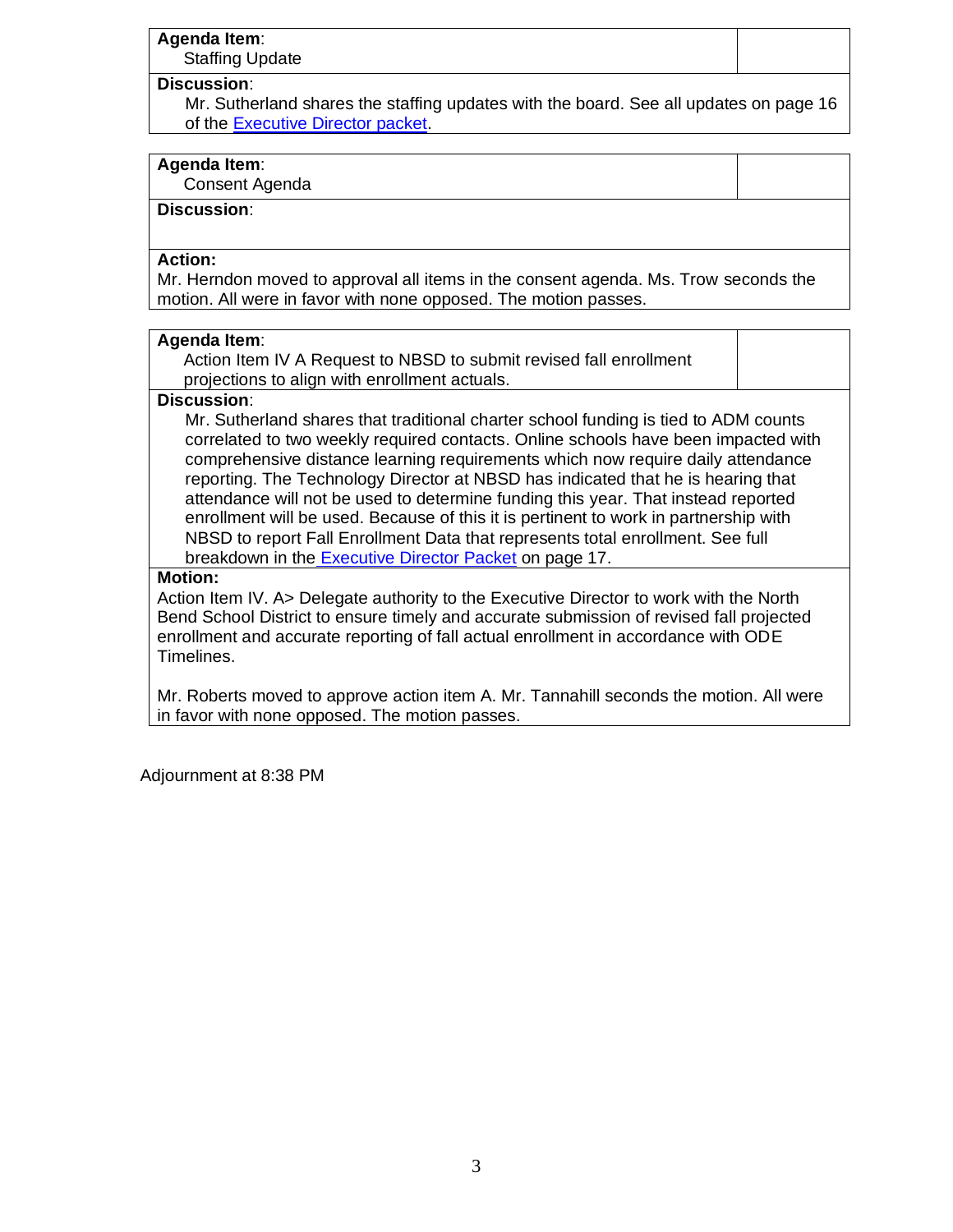**Agenda Item**:
Staffing Update

**Discussion**:
Mr. Sutherland shares the staffing updates with the board. See all updates on page 16 of the Executive Director packet.

**Agenda Item**:
Consent Agenda

**Discussion**:

**Action:**
Mr. Herndon moved to approval all items in the consent agenda. Ms. Trow seconds the motion. All were in favor with none opposed. The motion passes.

**Agenda Item**:
Action Item IV A Request to NBSD to submit revised fall enrollment projections to align with enrollment actuals.

**Discussion**:
Mr. Sutherland shares that traditional charter school funding is tied to ADM counts correlated to two weekly required contacts. Online schools have been impacted with comprehensive distance learning requirements which now require daily attendance reporting. The Technology Director at NBSD has indicated that he is hearing that attendance will not be used to determine funding this year. That instead reported enrollment will be used. Because of this it is pertinent to work in partnership with NBSD to report Fall Enrollment Data that represents total enrollment. See full breakdown in the Executive Director Packet on page 17.

**Motion:**
Action Item IV. A> Delegate authority to the Executive Director to work with the North Bend School District to ensure timely and accurate submission of revised fall projected enrollment and accurate reporting of fall actual enrollment in accordance with ODE Timelines.

Mr. Roberts moved to approve action item A. Mr. Tannahill seconds the motion. All were in favor with none opposed. The motion passes.

Adjournment at 8:38 PM